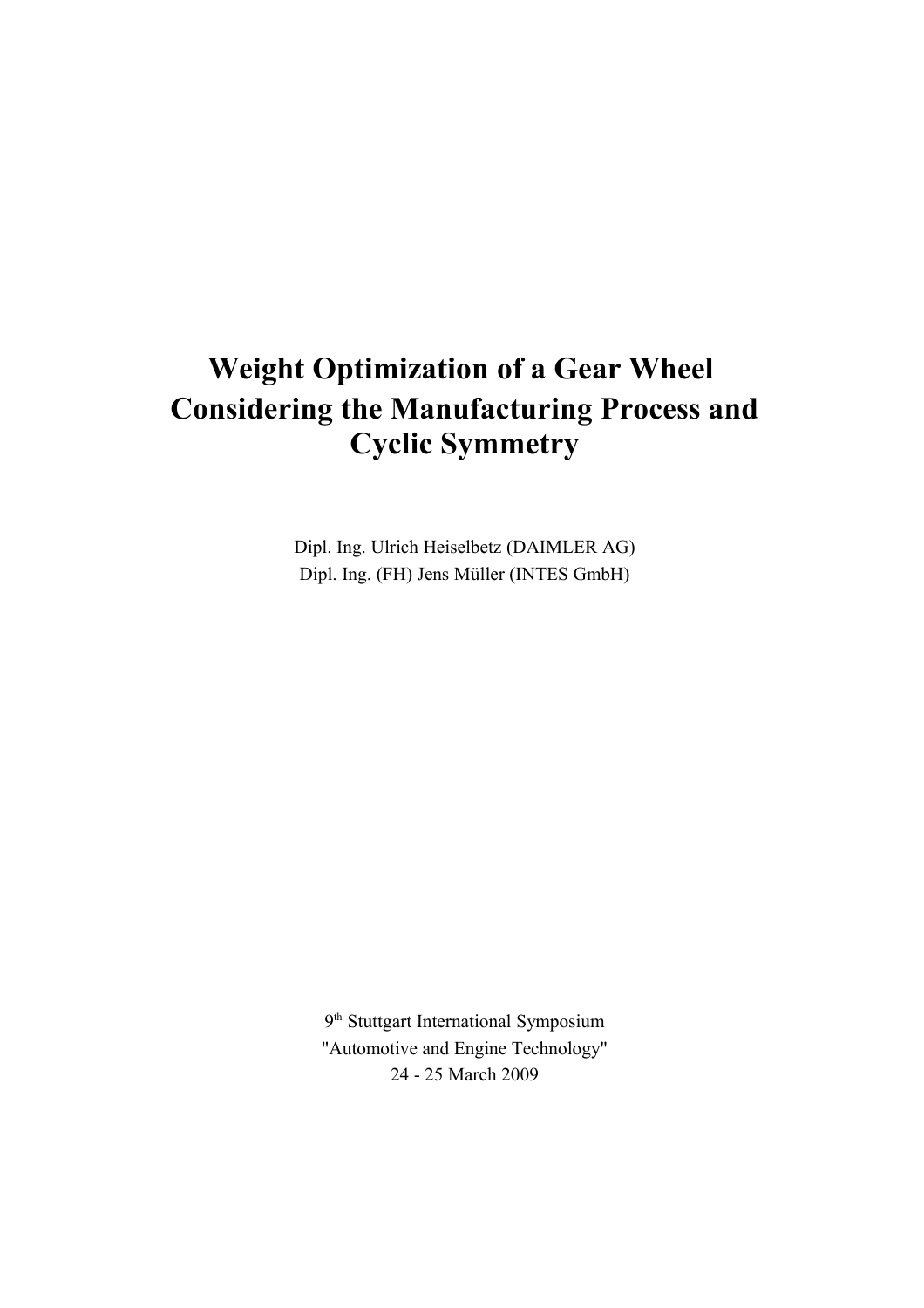# Weight Optimization of a Gear Wheel Considering the Manufacturing Process and Cyclic Symmetry

Dipl. Ing. Ulrich Heiselbetz (DAIMLER AG)
Dipl. Ing. (FH) Jens Müller (INTES GmbH)

9th Stuttgart International Symposium
"Automotive and Engine Technology"
24 - 25 March 2009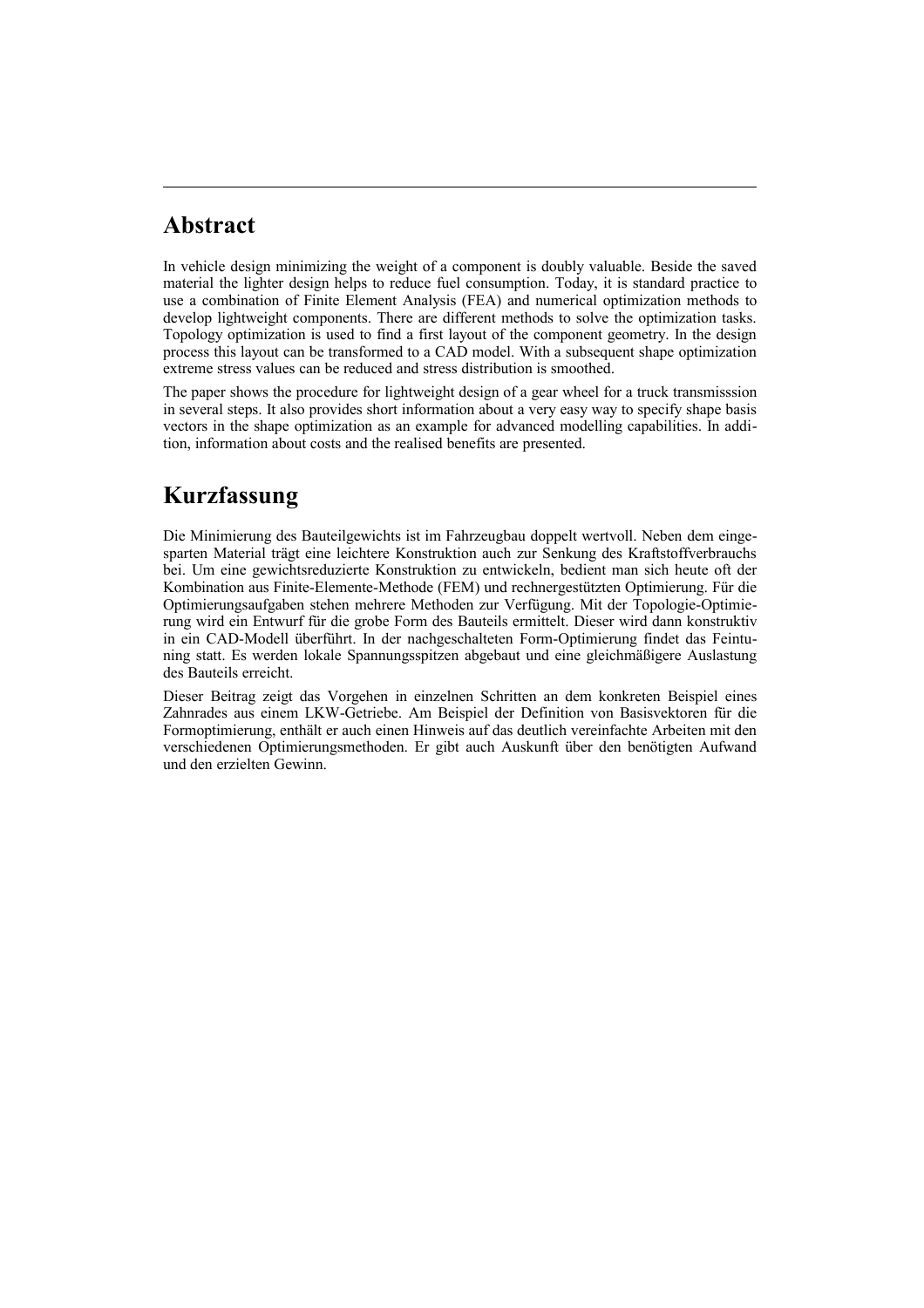## Abstract

In vehicle design minimizing the weight of a component is doubly valuable. Beside the saved material the lighter design helps to reduce fuel consumption. Today, it is standard practice to use a combination of Finite Element Analysis (FEA) and numerical optimization methods to develop lightweight components. There are different methods to solve the optimization tasks. Topology optimization is used to find a first layout of the component geometry. In the design process this layout can be transformed to a CAD model. With a subsequent shape optimization extreme stress values can be reduced and stress distribution is smoothed.

The paper shows the procedure for lightweight design of a gear wheel for a truck transmisssion in several steps. It also provides short information about a very easy way to specify shape basis vectors in the shape optimization as an example for advanced modelling capabilities. In addition, information about costs and the realised benefits are presented.

## Kurzfassung

Die Minimierung des Bauteilgewichts ist im Fahrzeugbau doppelt wertvoll. Neben dem eingesparten Material trägt eine leichtere Konstruktion auch zur Senkung des Kraftstoffverbrauchs bei. Um eine gewichtsreduzierte Konstruktion zu entwickeln, bedient man sich heute oft der Kombination aus Finite-Elemente-Methode (FEM) und rechnergestützten Optimierung. Für die Optimierungsaufgaben stehen mehrere Methoden zur Verfügung. Mit der Topologie-Optimierung wird ein Entwurf für die grobe Form des Bauteils ermittelt. Dieser wird dann konstruktiv in ein CAD-Modell überführt. In der nachgeschalteten Form-Optimierung findet das Feintuning statt. Es werden lokale Spannungsspitzen abgebaut und eine gleichmäßigere Auslastung des Bauteils erreicht.

Dieser Beitrag zeigt das Vorgehen in einzelnen Schritten an dem konkreten Beispiel eines Zahnrades aus einem LKW-Getriebe. Am Beispiel der Definition von Basisvektoren für die Formoptimierung, enthält er auch einen Hinweis auf das deutlich vereinfachte Arbeiten mit den verschiedenen Optimierungsmethoden. Er gibt auch Auskunft über den benötigten Aufwand und den erzielten Gewinn.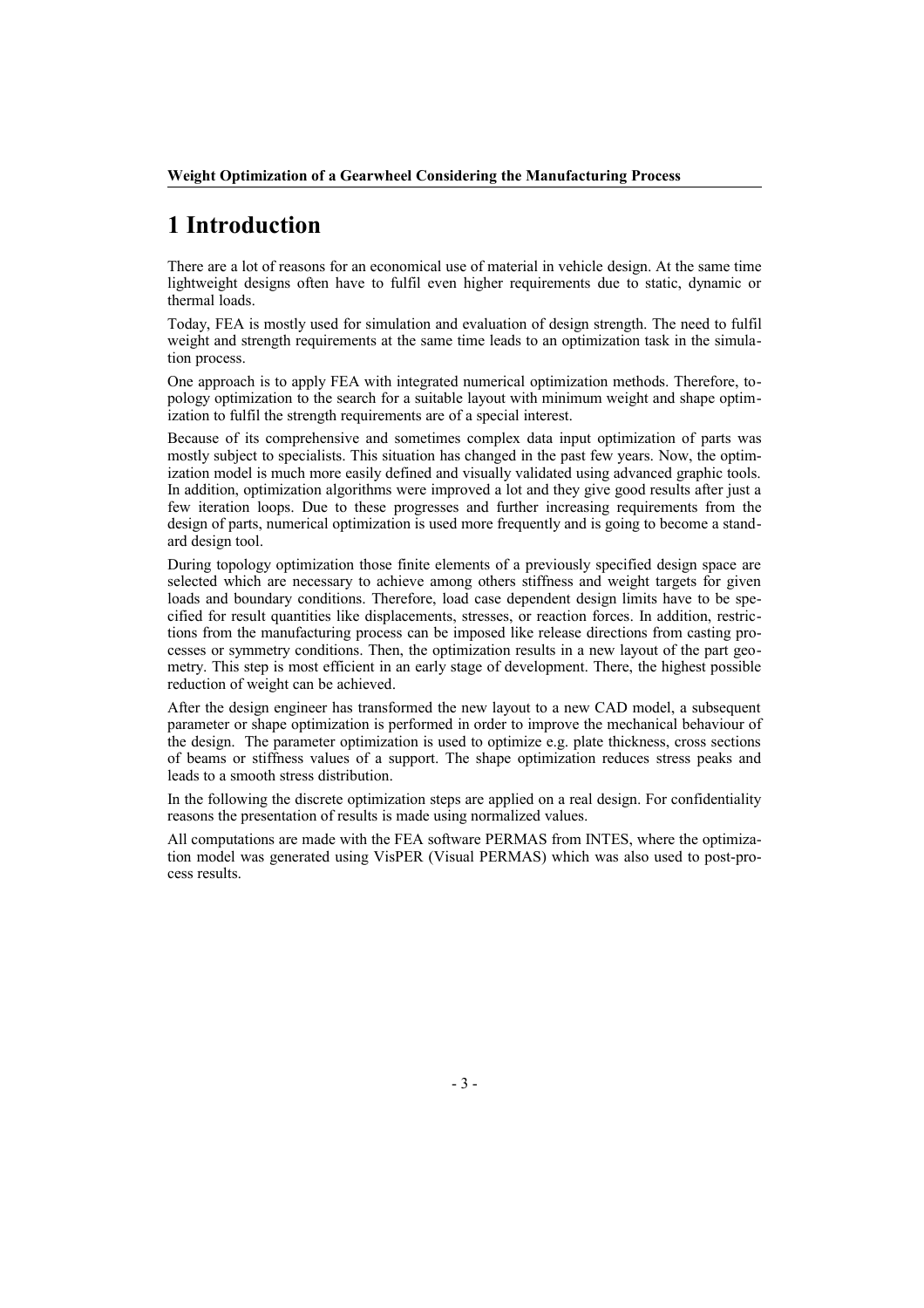# 1 Introduction

There are a lot of reasons for an economical use of material in vehicle design. At the same time lightweight designs often have to fulfil even higher requirements due to static, dynamic or thermal loads.

Today, FEA is mostly used for simulation and evaluation of design strength. The need to fulfil weight and strength requirements at the same time leads to an optimization task in the simulation process.

One approach is to apply FEA with integrated numerical optimization methods. Therefore, topology optimization to the search for a suitable layout with minimum weight and shape optimization to fulfil the strength requirements are of a special interest.

Because of its comprehensive and sometimes complex data input optimization of parts was mostly subject to specialists. This situation has changed in the past few years. Now, the optimization model is much more easily defined and visually validated using advanced graphic tools. In addition, optimization algorithms were improved a lot and they give good results after just a few iteration loops. Due to these progresses and further increasing requirements from the design of parts, numerical optimization is used more frequently and is going to become a standard design tool.

During topology optimization those finite elements of a previously specified design space are selected which are necessary to achieve among others stiffness and weight targets for given loads and boundary conditions. Therefore, load case dependent design limits have to be specified for result quantities like displacements, stresses, or reaction forces. In addition, restrictions from the manufacturing process can be imposed like release directions from casting processes or symmetry conditions. Then, the optimization results in a new layout of the part geometry. This step is most efficient in an early stage of development. There, the highest possible reduction of weight can be achieved.

After the design engineer has transformed the new layout to a new CAD model, a subsequent parameter or shape optimization is performed in order to improve the mechanical behaviour of the design. The parameter optimization is used to optimize e.g. plate thickness, cross sections of beams or stiffness values of a support. The shape optimization reduces stress peaks and leads to a smooth stress distribution.

In the following the discrete optimization steps are applied on a real design. For confidentiality reasons the presentation of results is made using normalized values.

All computations are made with the FEA software PERMAS from INTES, where the optimization model was generated using VisPER (Visual PERMAS) which was also used to post-process results.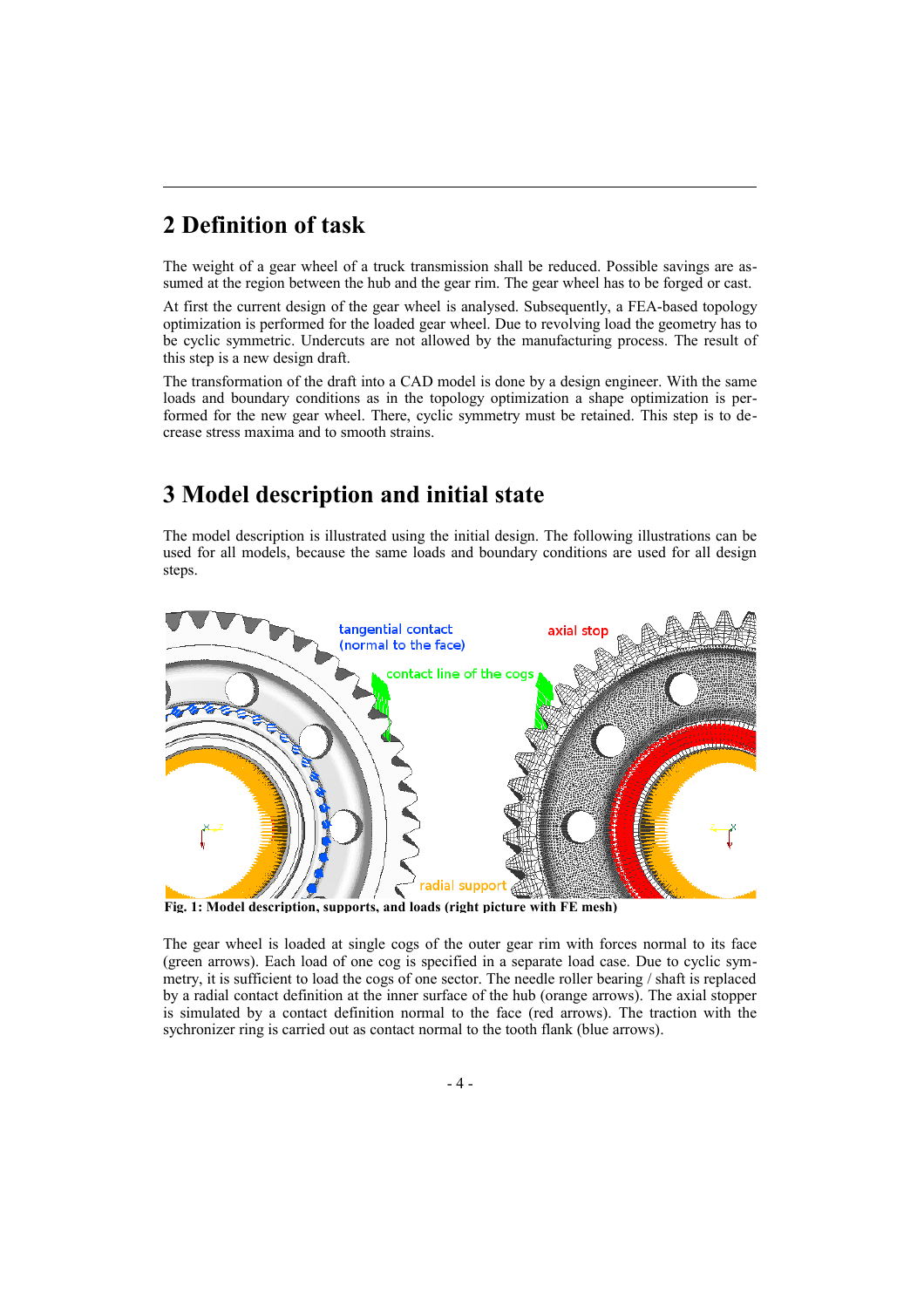## 2 Definition of task

The weight of a gear wheel of a truck transmission shall be reduced. Possible savings are assumed at the region between the hub and the gear rim. The gear wheel has to be forged or cast.

At first the current design of the gear wheel is analysed. Subsequently, a FEA-based topology optimization is performed for the loaded gear wheel. Due to revolving load the geometry has to be cyclic symmetric. Undercuts are not allowed by the manufacturing process. The result of this step is a new design draft.

The transformation of the draft into a CAD model is done by a design engineer. With the same loads and boundary conditions as in the topology optimization a shape optimization is performed for the new gear wheel. There, cyclic symmetry must be retained. This step is to decrease stress maxima and to smooth strains.

## 3 Model description and initial state

The model description is illustrated using the initial design. The following illustrations can be used for all models, because the same loads and boundary conditions are used for all design steps.

**Fig. 1: Model description, supports, and loads (right picture with FE mesh)**

The gear wheel is loaded at single cogs of the outer gear rim with forces normal to its face (green arrows). Each load of one cog is specified in a separate load case. Due to cyclic symmetry, it is sufficient to load the cogs of one sector. The needle roller bearing / shaft is replaced by a radial contact definition at the inner surface of the hub (orange arrows). The axial stopper is simulated by a contact definition normal to the face (red arrows). The traction with the sychronizer ring is carried out as contact normal to the tooth flank (blue arrows).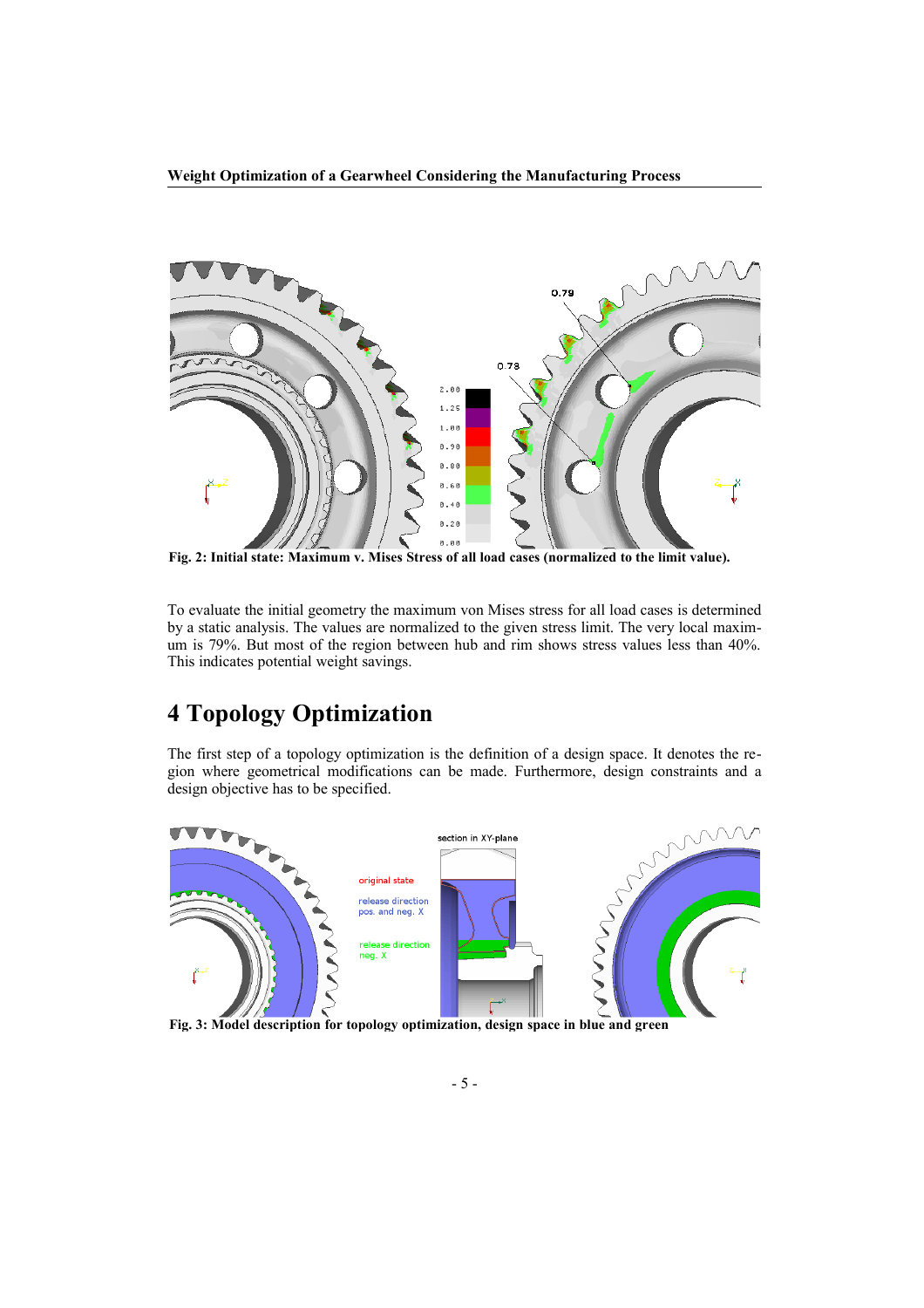Fig. 2: Initial state: Maximum v. Mises Stress of all load cases (normalized to the limit value).

To evaluate the initial geometry the maximum von Mises stress for all load cases is determined by a static analysis. The values are normalized to the given stress limit. The very local maximum is 79%. But most of the region between hub and rim shows stress values less than 40%. This indicates potential weight savings.

# 4 Topology Optimization

The first step of a topology optimization is the definition of a design space. It denotes the region where geometrical modifications can be made. Furthermore, design constraints and a design objective has to be specified.

Fig. 3: Model description for topology optimization, design space in blue and green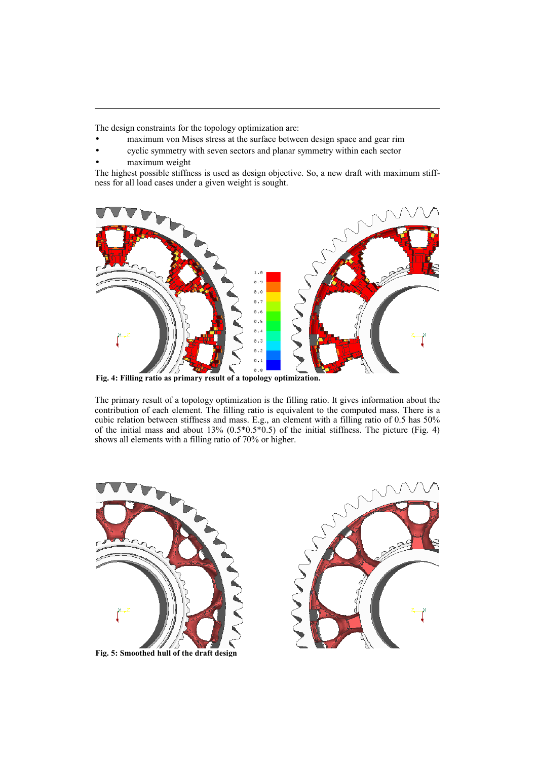The design constraints for the topology optimization are:

- maximum von Mises stress at the surface between design space and gear rim
- cyclic symmetry with seven sectors and planar symmetry within each sector
- maximum weight

The highest possible stiffness is used as design objective. So, a new draft with maximum stiffness for all load cases under a given weight is sought.

**Fig. 4: Filling ratio as primary result of a topology optimization.**

The primary result of a topology optimization is the filling ratio. It gives information about the contribution of each element. The filling ratio is equivalent to the computed mass. There is a cubic relation between stiffness and mass. E.g., an element with a filling ratio of 0.5 has 50% of the initial mass and about 13% (0.5*0.5*0.5) of the initial stiffness. The picture (Fig. 4) shows all elements with a filling ratio of 70% or higher.

**Fig. 5: Smoothed hull of the draft design**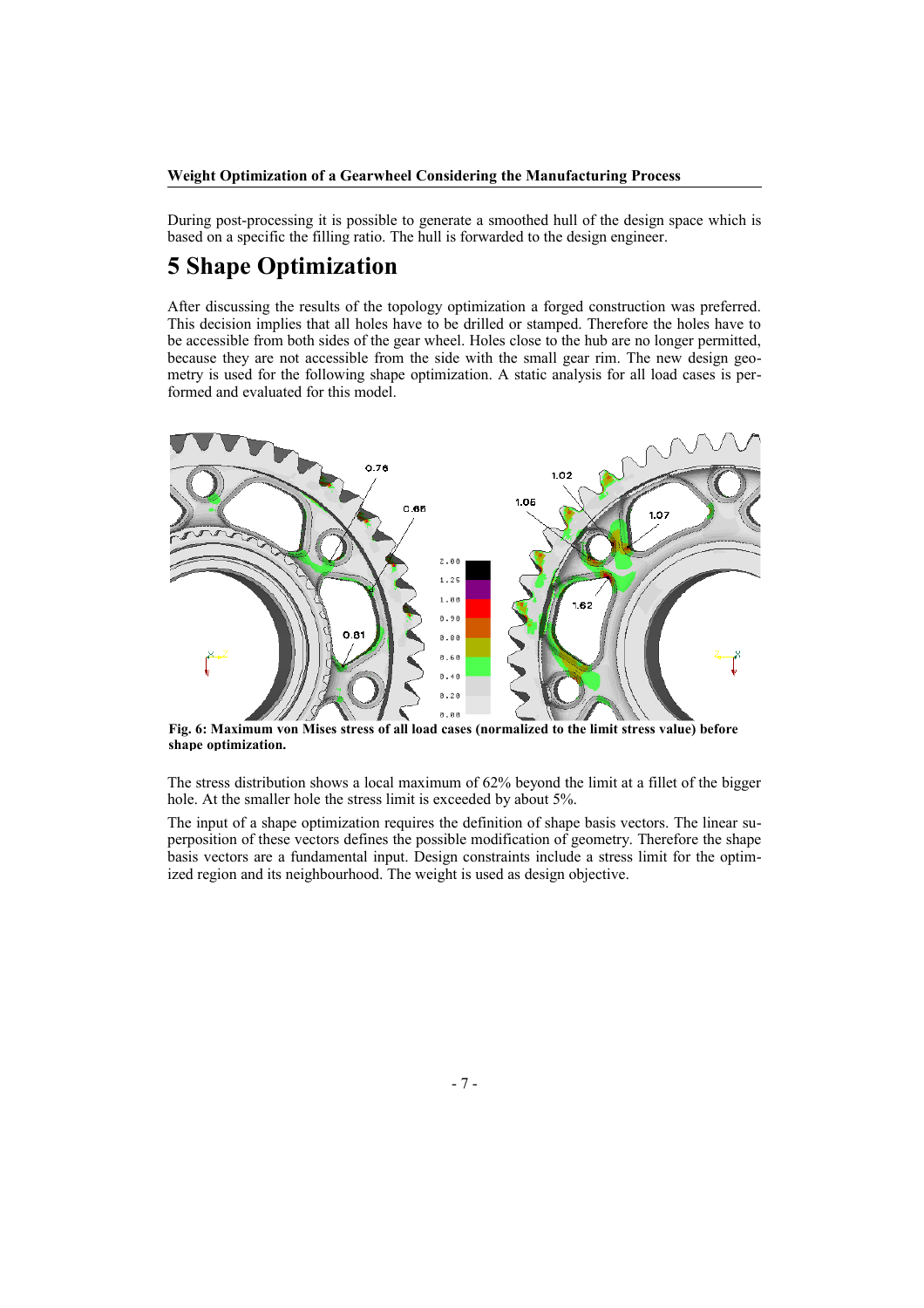During post-processing it is possible to generate a smoothed hull of the design space which is based on a specific the filling ratio. The hull is forwarded to the design engineer.

# 5 Shape Optimization

After discussing the results of the topology optimization a forged construction was preferred. This decision implies that all holes have to be drilled or stamped. Therefore the holes have to be accessible from both sides of the gear wheel. Holes close to the hub are no longer permitted, because they are not accessible from the side with the small gear rim. The new design geometry is used for the following shape optimization. A static analysis for all load cases is performed and evaluated for this model.

**Fig. 6: Maximum von Mises stress of all load cases (normalized to the limit stress value) before shape optimization.**

The stress distribution shows a local maximum of 62% beyond the limit at a fillet of the bigger hole. At the smaller hole the stress limit is exceeded by about 5%.

The input of a shape optimization requires the definition of shape basis vectors. The linear superposition of these vectors defines the possible modification of geometry. Therefore the shape basis vectors are a fundamental input. Design constraints include a stress limit for the optimized region and its neighbourhood. The weight is used as design objective.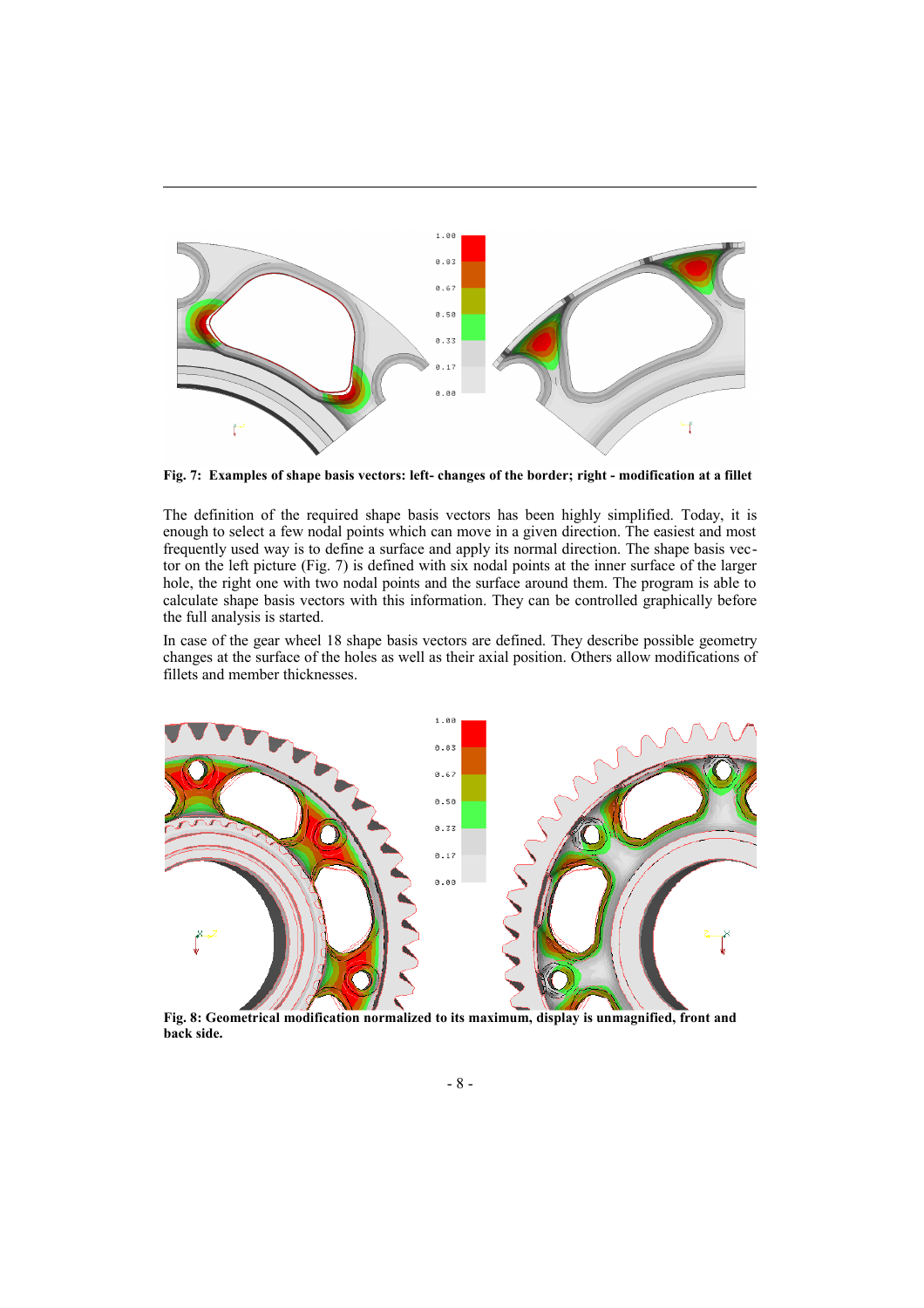**Fig. 7: Examples of shape basis vectors: left- changes of the border; right - modification at a fillet**

The definition of the required shape basis vectors has been highly simplified. Today, it is enough to select a few nodal points which can move in a given direction. The easiest and most frequently used way is to define a surface and apply its normal direction. The shape basis vector on the left picture (Fig. 7) is defined with six nodal points at the inner surface of the larger hole, the right one with two nodal points and the surface around them. The program is able to calculate shape basis vectors with this information. They can be controlled graphically before the full analysis is started.

In case of the gear wheel 18 shape basis vectors are defined. They describe possible geometry changes at the surface of the holes as well as their axial position. Others allow modifications of fillets and member thicknesses.

**Fig. 8: Geometrical modification normalized to its maximum, display is unmagnified, front and back side.**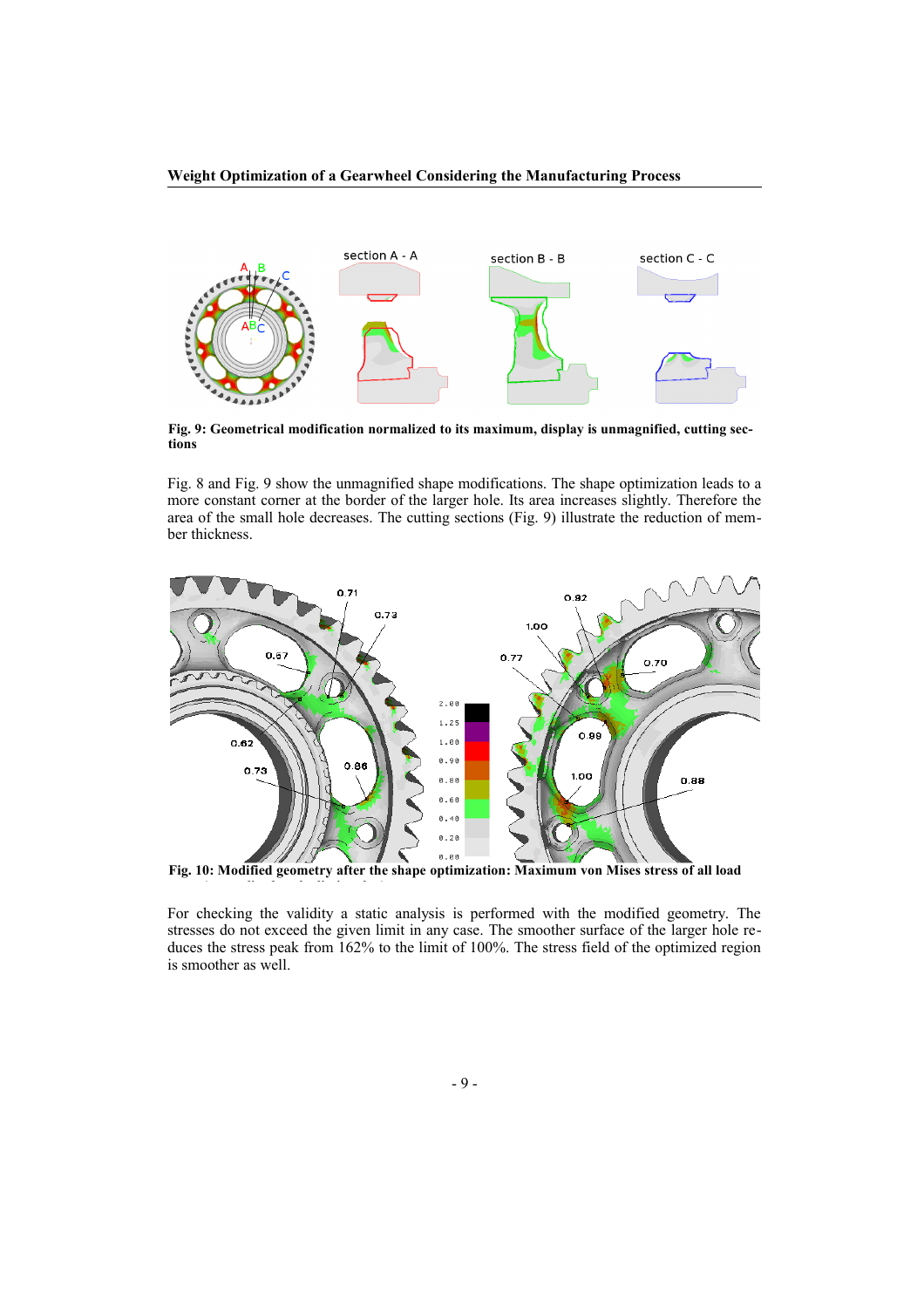**Fig. 9: Geometrical modification normalized to its maximum, display is unmagnified, cutting sections**

Fig. 8 and Fig. 9 show the unmagnified shape modifications. The shape optimization leads to a more constant corner at the border of the larger hole. Its area increases slightly. Therefore the area of the small hole decreases. The cutting sections (Fig. 9) illustrate the reduction of member thickness.

**Fig. 10: Modified geometry after the shape optimization: Maximum von Mises stress of all load**

For checking the validity a static analysis is performed with the modified geometry. The stresses do not exceed the given limit in any case. The smoother surface of the larger hole reduces the stress peak from 162% to the limit of 100%. The stress field of the optimized region is smoother as well.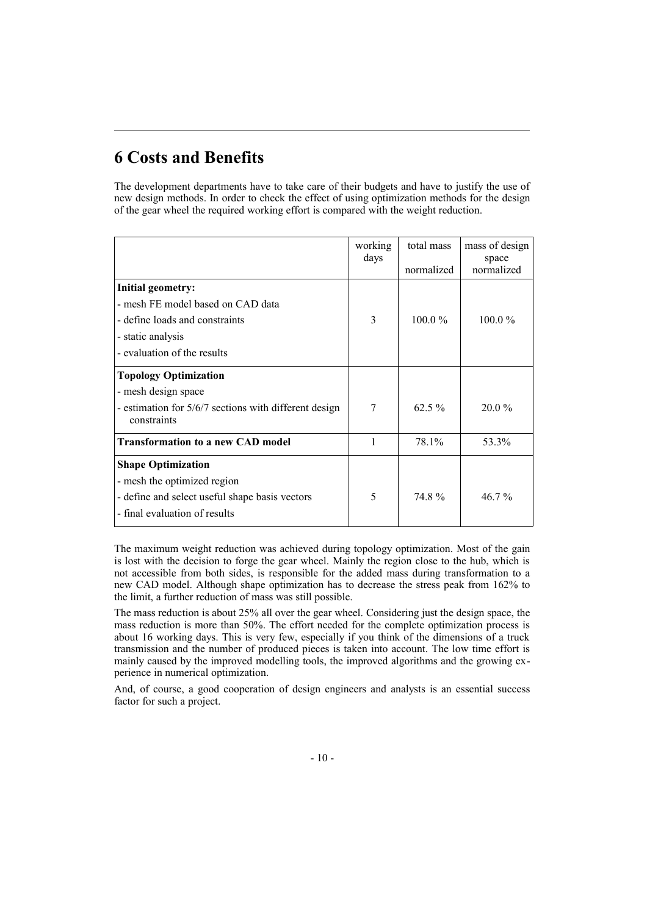# 6 Costs and Benefits

The development departments have to take care of their budgets and have to justify the use of new design methods. In order to check the effect of using optimization methods for the design of the gear wheel the required working effort is compared with the weight reduction.

| | working days | total mass normalized | mass of design space normalized |
|---|---|---|---|
| **Initial geometry:**<br>- mesh FE model based on CAD data<br>- define loads and constraints<br>- static analysis<br>- evaluation of the results | 3 | 100.0 % | 100.0 % |
| **Topology Optimization**<br>- mesh design space<br>- estimation for 5/6/7 sections with different design constraints | 7 | 62.5 % | 20.0 % |
| **Transformation to a new CAD model** | 1 | 78.1% | 53.3% |
| **Shape Optimization**<br>- mesh the optimized region<br>- define and select useful shape basis vectors<br>- final evaluation of results | 5 | 74.8 % | 46.7 % |

The maximum weight reduction was achieved during topology optimization. Most of the gain is lost with the decision to forge the gear wheel. Mainly the region close to the hub, which is not accessible from both sides, is responsible for the added mass during transformation to a new CAD model. Although shape optimization has to decrease the stress peak from 162% to the limit, a further reduction of mass was still possible.

The mass reduction is about 25% all over the gear wheel. Considering just the design space, the mass reduction is more than 50%. The effort needed for the complete optimization process is about 16 working days. This is very few, especially if you think of the dimensions of a truck transmission and the number of produced pieces is taken into account. The low time effort is mainly caused by the improved modelling tools, the improved algorithms and the growing experience in numerical optimization.

And, of course, a good cooperation of design engineers and analysts is an essential success factor for such a project.